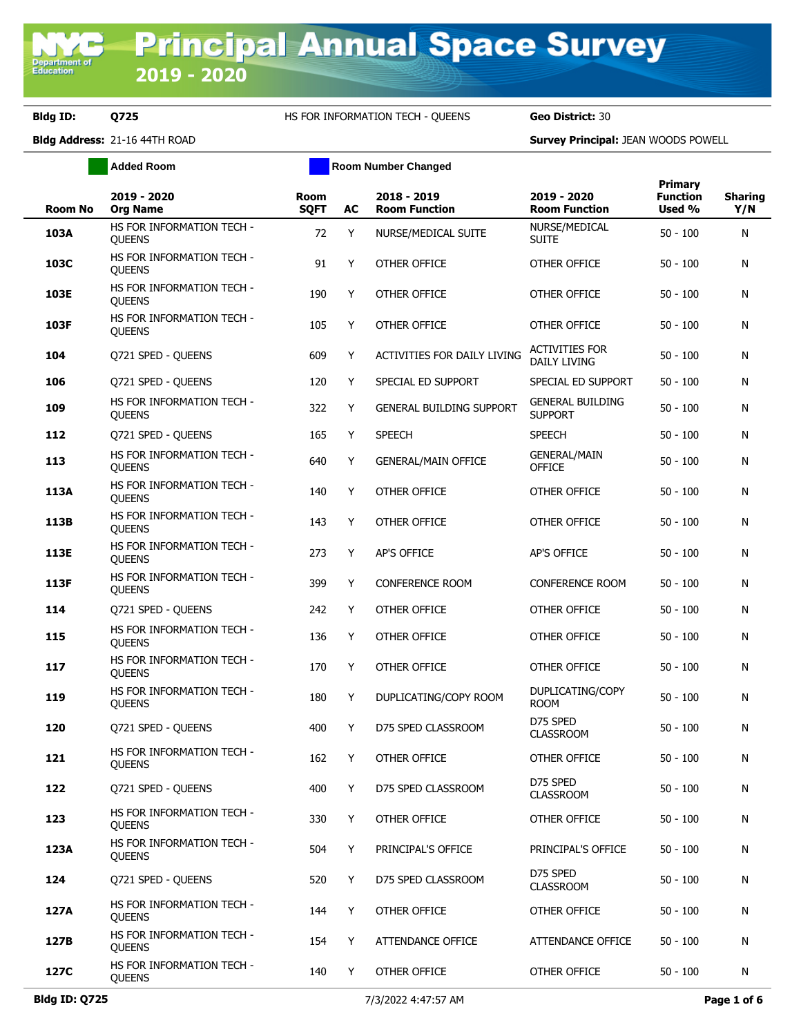# Principal Annual Space Survey 2019 - 2020

**Bldg ID:** Q725 HS FOR INFORMATION TECH - QUEENS **Geo District:** 30

**Bldg Address:** 21-16 44TH ROAD **Survey Principal:** JEAN WOODS POWELL

Added Room | Room Number Changed

| Room No | 2019 - 2020 Org Name | Room SQFT | AC | 2018 - 2019 Room Function | 2019 - 2020 Room Function | Primary Function Used % | Sharing Y/N |
|---|---|---|---|---|---|---|---|
| 103A | HS FOR INFORMATION TECH - QUEENS | 72 | Y | NURSE/MEDICAL SUITE | NURSE/MEDICAL SUITE | 50 - 100 | N |
| 103C | HS FOR INFORMATION TECH - QUEENS | 91 | Y | OTHER OFFICE | OTHER OFFICE | 50 - 100 | N |
| 103E | HS FOR INFORMATION TECH - QUEENS | 190 | Y | OTHER OFFICE | OTHER OFFICE | 50 - 100 | N |
| 103F | HS FOR INFORMATION TECH - QUEENS | 105 | Y | OTHER OFFICE | OTHER OFFICE | 50 - 100 | N |
| 104 | Q721 SPED - QUEENS | 609 | Y | ACTIVITIES FOR DAILY LIVING | ACTIVITIES FOR DAILY LIVING | 50 - 100 | N |
| 106 | Q721 SPED - QUEENS | 120 | Y | SPECIAL ED SUPPORT | SPECIAL ED SUPPORT | 50 - 100 | N |
| 109 | HS FOR INFORMATION TECH - QUEENS | 322 | Y | GENERAL BUILDING SUPPORT | GENERAL BUILDING SUPPORT | 50 - 100 | N |
| 112 | Q721 SPED - QUEENS | 165 | Y | SPEECH | SPEECH | 50 - 100 | N |
| 113 | HS FOR INFORMATION TECH - QUEENS | 640 | Y | GENERAL/MAIN OFFICE | GENERAL/MAIN OFFICE | 50 - 100 | N |
| 113A | HS FOR INFORMATION TECH - QUEENS | 140 | Y | OTHER OFFICE | OTHER OFFICE | 50 - 100 | N |
| 113B | HS FOR INFORMATION TECH - QUEENS | 143 | Y | OTHER OFFICE | OTHER OFFICE | 50 - 100 | N |
| 113E | HS FOR INFORMATION TECH - QUEENS | 273 | Y | AP'S OFFICE | AP'S OFFICE | 50 - 100 | N |
| 113F | HS FOR INFORMATION TECH - QUEENS | 399 | Y | CONFERENCE ROOM | CONFERENCE ROOM | 50 - 100 | N |
| 114 | Q721 SPED - QUEENS | 242 | Y | OTHER OFFICE | OTHER OFFICE | 50 - 100 | N |
| 115 | HS FOR INFORMATION TECH - QUEENS | 136 | Y | OTHER OFFICE | OTHER OFFICE | 50 - 100 | N |
| 117 | HS FOR INFORMATION TECH - QUEENS | 170 | Y | OTHER OFFICE | OTHER OFFICE | 50 - 100 | N |
| 119 | HS FOR INFORMATION TECH - QUEENS | 180 | Y | DUPLICATING/COPY ROOM | DUPLICATING/COPY ROOM | 50 - 100 | N |
| 120 | Q721 SPED - QUEENS | 400 | Y | D75 SPED CLASSROOM | D75 SPED CLASSROOM | 50 - 100 | N |
| 121 | HS FOR INFORMATION TECH - QUEENS | 162 | Y | OTHER OFFICE | OTHER OFFICE | 50 - 100 | N |
| 122 | Q721 SPED - QUEENS | 400 | Y | D75 SPED CLASSROOM | D75 SPED CLASSROOM | 50 - 100 | N |
| 123 | HS FOR INFORMATION TECH - QUEENS | 330 | Y | OTHER OFFICE | OTHER OFFICE | 50 - 100 | N |
| 123A | HS FOR INFORMATION TECH - QUEENS | 504 | Y | PRINCIPAL'S OFFICE | PRINCIPAL'S OFFICE | 50 - 100 | N |
| 124 | Q721 SPED - QUEENS | 520 | Y | D75 SPED CLASSROOM | D75 SPED CLASSROOM | 50 - 100 | N |
| 127A | HS FOR INFORMATION TECH - QUEENS | 144 | Y | OTHER OFFICE | OTHER OFFICE | 50 - 100 | N |
| 127B | HS FOR INFORMATION TECH - QUEENS | 154 | Y | ATTENDANCE OFFICE | ATTENDANCE OFFICE | 50 - 100 | N |
| 127C | HS FOR INFORMATION TECH - QUEENS | 140 | Y | OTHER OFFICE | OTHER OFFICE | 50 - 100 | N |

Bldg ID: Q725 7/3/2022 4:47:57 AM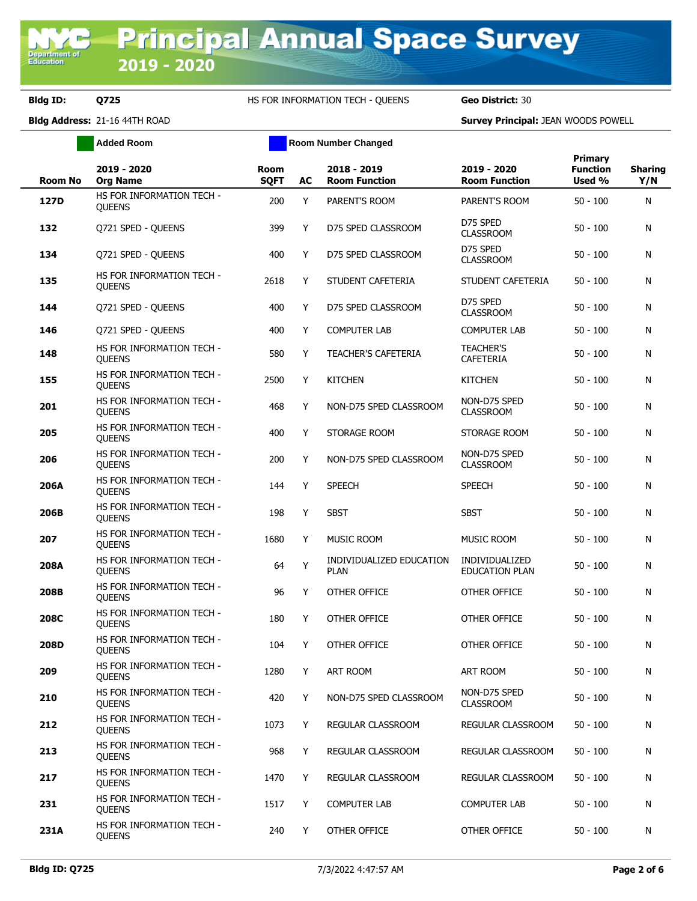# Principal Annual Space Survey

## 2019 - 2020

**Bldg ID:** Q725 HS FOR INFORMATION TECH - QUEENS **Geo District:** 30

**Bldg Address:** 21-16 44TH ROAD **Survey Principal:** JEAN WOODS POWELL

Added Room | Room Number Changed

| Room No | 2019 - 2020 Org Name | Room SQFT | AC | 2018 - 2019 Room Function | 2019 - 2020 Room Function | Primary Function Used % | Sharing Y/N |
|---|---|---|---|---|---|---|---|
| 127D | HS FOR INFORMATION TECH - QUEENS | 200 | Y | PARENT'S ROOM | PARENT'S ROOM | 50 - 100 | N |
| 132 | Q721 SPED - QUEENS | 399 | Y | D75 SPED CLASSROOM | D75 SPED CLASSROOM | 50 - 100 | N |
| 134 | Q721 SPED - QUEENS | 400 | Y | D75 SPED CLASSROOM | D75 SPED CLASSROOM | 50 - 100 | N |
| 135 | HS FOR INFORMATION TECH - QUEENS | 2618 | Y | STUDENT CAFETERIA | STUDENT CAFETERIA | 50 - 100 | N |
| 144 | Q721 SPED - QUEENS | 400 | Y | D75 SPED CLASSROOM | D75 SPED CLASSROOM | 50 - 100 | N |
| 146 | Q721 SPED - QUEENS | 400 | Y | COMPUTER LAB | COMPUTER LAB | 50 - 100 | N |
| 148 | HS FOR INFORMATION TECH - QUEENS | 580 | Y | TEACHER'S CAFETERIA | TEACHER'S CAFETERIA | 50 - 100 | N |
| 155 | HS FOR INFORMATION TECH - QUEENS | 2500 | Y | KITCHEN | KITCHEN | 50 - 100 | N |
| 201 | HS FOR INFORMATION TECH - QUEENS | 468 | Y | NON-D75 SPED CLASSROOM | NON-D75 SPED CLASSROOM | 50 - 100 | N |
| 205 | HS FOR INFORMATION TECH - QUEENS | 400 | Y | STORAGE ROOM | STORAGE ROOM | 50 - 100 | N |
| 206 | HS FOR INFORMATION TECH - QUEENS | 200 | Y | NON-D75 SPED CLASSROOM | NON-D75 SPED CLASSROOM | 50 - 100 | N |
| 206A | HS FOR INFORMATION TECH - QUEENS | 144 | Y | SPEECH | SPEECH | 50 - 100 | N |
| 206B | HS FOR INFORMATION TECH - QUEENS | 198 | Y | SBST | SBST | 50 - 100 | N |
| 207 | HS FOR INFORMATION TECH - QUEENS | 1680 | Y | MUSIC ROOM | MUSIC ROOM | 50 - 100 | N |
| 208A | HS FOR INFORMATION TECH - QUEENS | 64 | Y | INDIVIDUALIZED EDUCATION PLAN | INDIVIDUALIZED EDUCATION PLAN | 50 - 100 | N |
| 208B | HS FOR INFORMATION TECH - QUEENS | 96 | Y | OTHER OFFICE | OTHER OFFICE | 50 - 100 | N |
| 208C | HS FOR INFORMATION TECH - QUEENS | 180 | Y | OTHER OFFICE | OTHER OFFICE | 50 - 100 | N |
| 208D | HS FOR INFORMATION TECH - QUEENS | 104 | Y | OTHER OFFICE | OTHER OFFICE | 50 - 100 | N |
| 209 | HS FOR INFORMATION TECH - QUEENS | 1280 | Y | ART ROOM | ART ROOM | 50 - 100 | N |
| 210 | HS FOR INFORMATION TECH - QUEENS | 420 | Y | NON-D75 SPED CLASSROOM | NON-D75 SPED CLASSROOM | 50 - 100 | N |
| 212 | HS FOR INFORMATION TECH - QUEENS | 1073 | Y | REGULAR CLASSROOM | REGULAR CLASSROOM | 50 - 100 | N |
| 213 | HS FOR INFORMATION TECH - QUEENS | 968 | Y | REGULAR CLASSROOM | REGULAR CLASSROOM | 50 - 100 | N |
| 217 | HS FOR INFORMATION TECH - QUEENS | 1470 | Y | REGULAR CLASSROOM | REGULAR CLASSROOM | 50 - 100 | N |
| 231 | HS FOR INFORMATION TECH - QUEENS | 1517 | Y | COMPUTER LAB | COMPUTER LAB | 50 - 100 | N |
| 231A | HS FOR INFORMATION TECH - QUEENS | 240 | Y | OTHER OFFICE | OTHER OFFICE | 50 - 100 | N |

Bldg ID: Q725 7/3/2022 4:47:57 AM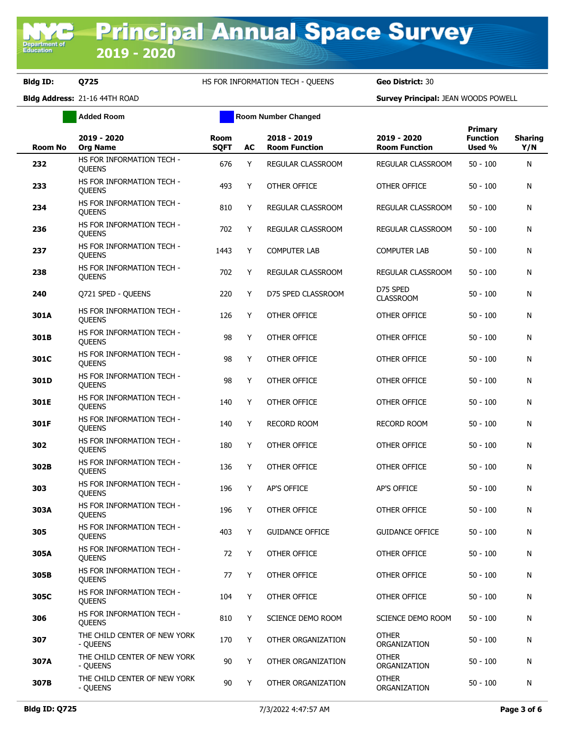# Principal Annual Space Survey

## 2019 - 2020

**Bldg ID:** Q725 HS FOR INFORMATION TECH - QUEENS **Geo District:** 30

**Bldg Address:** 21-16 44TH ROAD **Survey Principal:** JEAN WOODS POWELL

Added Room | Room Number Changed

| Room No | 2019 - 2020 Org Name | Room SQFT | AC | 2018 - 2019 Room Function | 2019 - 2020 Room Function | Primary Function Used % | Sharing Y/N |
|---|---|---|---|---|---|---|---|
| 232 | HS FOR INFORMATION TECH - QUEENS | 676 | Y | REGULAR CLASSROOM | REGULAR CLASSROOM | 50 - 100 | N |
| 233 | HS FOR INFORMATION TECH - QUEENS | 493 | Y | OTHER OFFICE | OTHER OFFICE | 50 - 100 | N |
| 234 | HS FOR INFORMATION TECH - QUEENS | 810 | Y | REGULAR CLASSROOM | REGULAR CLASSROOM | 50 - 100 | N |
| 236 | HS FOR INFORMATION TECH - QUEENS | 702 | Y | REGULAR CLASSROOM | REGULAR CLASSROOM | 50 - 100 | N |
| 237 | HS FOR INFORMATION TECH - QUEENS | 1443 | Y | COMPUTER LAB | COMPUTER LAB | 50 - 100 | N |
| 238 | HS FOR INFORMATION TECH - QUEENS | 702 | Y | REGULAR CLASSROOM | REGULAR CLASSROOM | 50 - 100 | N |
| 240 | Q721 SPED - QUEENS | 220 | Y | D75 SPED CLASSROOM | D75 SPED CLASSROOM | 50 - 100 | N |
| 301A | HS FOR INFORMATION TECH - QUEENS | 126 | Y | OTHER OFFICE | OTHER OFFICE | 50 - 100 | N |
| 301B | HS FOR INFORMATION TECH - QUEENS | 98 | Y | OTHER OFFICE | OTHER OFFICE | 50 - 100 | N |
| 301C | HS FOR INFORMATION TECH - QUEENS | 98 | Y | OTHER OFFICE | OTHER OFFICE | 50 - 100 | N |
| 301D | HS FOR INFORMATION TECH - QUEENS | 98 | Y | OTHER OFFICE | OTHER OFFICE | 50 - 100 | N |
| 301E | HS FOR INFORMATION TECH - QUEENS | 140 | Y | OTHER OFFICE | OTHER OFFICE | 50 - 100 | N |
| 301F | HS FOR INFORMATION TECH - QUEENS | 140 | Y | RECORD ROOM | RECORD ROOM | 50 - 100 | N |
| 302 | HS FOR INFORMATION TECH - QUEENS | 180 | Y | OTHER OFFICE | OTHER OFFICE | 50 - 100 | N |
| 302B | HS FOR INFORMATION TECH - QUEENS | 136 | Y | OTHER OFFICE | OTHER OFFICE | 50 - 100 | N |
| 303 | HS FOR INFORMATION TECH - QUEENS | 196 | Y | AP'S OFFICE | AP'S OFFICE | 50 - 100 | N |
| 303A | HS FOR INFORMATION TECH - QUEENS | 196 | Y | OTHER OFFICE | OTHER OFFICE | 50 - 100 | N |
| 305 | HS FOR INFORMATION TECH - QUEENS | 403 | Y | GUIDANCE OFFICE | GUIDANCE OFFICE | 50 - 100 | N |
| 305A | HS FOR INFORMATION TECH - QUEENS | 72 | Y | OTHER OFFICE | OTHER OFFICE | 50 - 100 | N |
| 305B | HS FOR INFORMATION TECH - QUEENS | 77 | Y | OTHER OFFICE | OTHER OFFICE | 50 - 100 | N |
| 305C | HS FOR INFORMATION TECH - QUEENS | 104 | Y | OTHER OFFICE | OTHER OFFICE | 50 - 100 | N |
| 306 | HS FOR INFORMATION TECH - QUEENS | 810 | Y | SCIENCE DEMO ROOM | SCIENCE DEMO ROOM | 50 - 100 | N |
| 307 | THE CHILD CENTER OF NEW YORK - QUEENS | 170 | Y | OTHER ORGANIZATION | OTHER ORGANIZATION | 50 - 100 | N |
| 307A | THE CHILD CENTER OF NEW YORK - QUEENS | 90 | Y | OTHER ORGANIZATION | OTHER ORGANIZATION | 50 - 100 | N |
| 307B | THE CHILD CENTER OF NEW YORK - QUEENS | 90 | Y | OTHER ORGANIZATION | OTHER ORGANIZATION | 50 - 100 | N |

7/3/2022 4:47:57 AM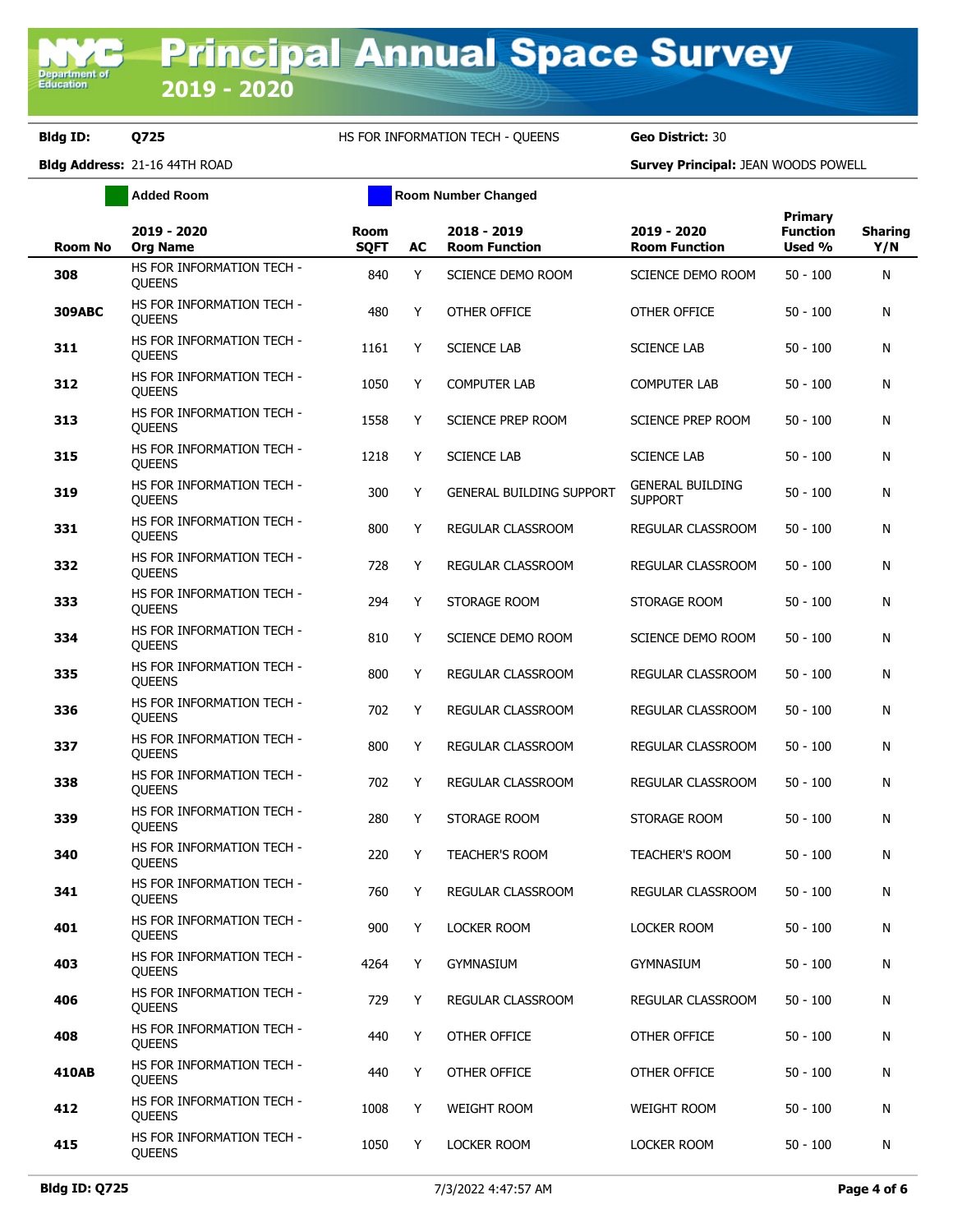# Principal Annual Space Survey 2019 - 2020

**Bldg ID:** Q725 HS FOR INFORMATION TECH - QUEENS **Geo District:** 30

**Bldg Address:** 21-16 44TH ROAD **Survey Principal:** JEAN WOODS POWELL

Added Room | Room Number Changed

| Room No | 2019 - 2020 Org Name | Room SQFT | AC | 2018 - 2019 Room Function | 2019 - 2020 Room Function | Primary Function Used % | Sharing Y/N |
|---|---|---|---|---|---|---|---|
| 308 | HS FOR INFORMATION TECH - QUEENS | 840 | Y | SCIENCE DEMO ROOM | SCIENCE DEMO ROOM | 50 - 100 | N |
| 309ABC | HS FOR INFORMATION TECH - QUEENS | 480 | Y | OTHER OFFICE | OTHER OFFICE | 50 - 100 | N |
| 311 | HS FOR INFORMATION TECH - QUEENS | 1161 | Y | SCIENCE LAB | SCIENCE LAB | 50 - 100 | N |
| 312 | HS FOR INFORMATION TECH - QUEENS | 1050 | Y | COMPUTER LAB | COMPUTER LAB | 50 - 100 | N |
| 313 | HS FOR INFORMATION TECH - QUEENS | 1558 | Y | SCIENCE PREP ROOM | SCIENCE PREP ROOM | 50 - 100 | N |
| 315 | HS FOR INFORMATION TECH - QUEENS | 1218 | Y | SCIENCE LAB | SCIENCE LAB | 50 - 100 | N |
| 319 | HS FOR INFORMATION TECH - QUEENS | 300 | Y | GENERAL BUILDING SUPPORT | GENERAL BUILDING SUPPORT | 50 - 100 | N |
| 331 | HS FOR INFORMATION TECH - QUEENS | 800 | Y | REGULAR CLASSROOM | REGULAR CLASSROOM | 50 - 100 | N |
| 332 | HS FOR INFORMATION TECH - QUEENS | 728 | Y | REGULAR CLASSROOM | REGULAR CLASSROOM | 50 - 100 | N |
| 333 | HS FOR INFORMATION TECH - QUEENS | 294 | Y | STORAGE ROOM | STORAGE ROOM | 50 - 100 | N |
| 334 | HS FOR INFORMATION TECH - QUEENS | 810 | Y | SCIENCE DEMO ROOM | SCIENCE DEMO ROOM | 50 - 100 | N |
| 335 | HS FOR INFORMATION TECH - QUEENS | 800 | Y | REGULAR CLASSROOM | REGULAR CLASSROOM | 50 - 100 | N |
| 336 | HS FOR INFORMATION TECH - QUEENS | 702 | Y | REGULAR CLASSROOM | REGULAR CLASSROOM | 50 - 100 | N |
| 337 | HS FOR INFORMATION TECH - QUEENS | 800 | Y | REGULAR CLASSROOM | REGULAR CLASSROOM | 50 - 100 | N |
| 338 | HS FOR INFORMATION TECH - QUEENS | 702 | Y | REGULAR CLASSROOM | REGULAR CLASSROOM | 50 - 100 | N |
| 339 | HS FOR INFORMATION TECH - QUEENS | 280 | Y | STORAGE ROOM | STORAGE ROOM | 50 - 100 | N |
| 340 | HS FOR INFORMATION TECH - QUEENS | 220 | Y | TEACHER'S ROOM | TEACHER'S ROOM | 50 - 100 | N |
| 341 | HS FOR INFORMATION TECH - QUEENS | 760 | Y | REGULAR CLASSROOM | REGULAR CLASSROOM | 50 - 100 | N |
| 401 | HS FOR INFORMATION TECH - QUEENS | 900 | Y | LOCKER ROOM | LOCKER ROOM | 50 - 100 | N |
| 403 | HS FOR INFORMATION TECH - QUEENS | 4264 | Y | GYMNASIUM | GYMNASIUM | 50 - 100 | N |
| 406 | HS FOR INFORMATION TECH - QUEENS | 729 | Y | REGULAR CLASSROOM | REGULAR CLASSROOM | 50 - 100 | N |
| 408 | HS FOR INFORMATION TECH - QUEENS | 440 | Y | OTHER OFFICE | OTHER OFFICE | 50 - 100 | N |
| 410AB | HS FOR INFORMATION TECH - QUEENS | 440 | Y | OTHER OFFICE | OTHER OFFICE | 50 - 100 | N |
| 412 | HS FOR INFORMATION TECH - QUEENS | 1008 | Y | WEIGHT ROOM | WEIGHT ROOM | 50 - 100 | N |
| 415 | HS FOR INFORMATION TECH - QUEENS | 1050 | Y | LOCKER ROOM | LOCKER ROOM | 50 - 100 | N |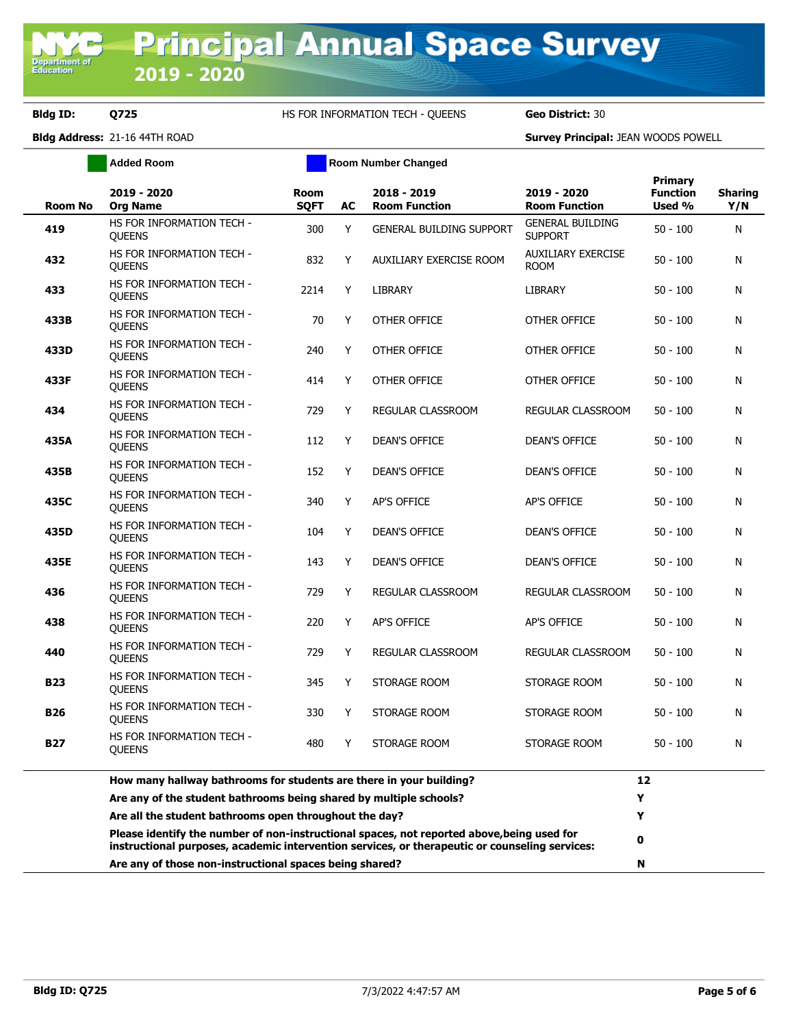# Principal Annual Space Survey 2019 - 2020

**Bldg ID:** Q725 HS FOR INFORMATION TECH - QUEENS **Geo District:** 30

**Bldg Address:** 21-16 44TH ROAD **Survey Principal:** JEAN WOODS POWELL

Added Room | Room Number Changed

| Room No | 2019 - 2020 Org Name | Room SQFT | AC | 2018 - 2019 Room Function | 2019 - 2020 Room Function | Primary Function Used % | Sharing Y/N |
|---|---|---|---|---|---|---|---|
| 419 | HS FOR INFORMATION TECH - QUEENS | 300 | Y | GENERAL BUILDING SUPPORT | GENERAL BUILDING SUPPORT | 50 - 100 | N |
| 432 | HS FOR INFORMATION TECH - QUEENS | 832 | Y | AUXILIARY EXERCISE ROOM | AUXILIARY EXERCISE ROOM | 50 - 100 | N |
| 433 | HS FOR INFORMATION TECH - QUEENS | 2214 | Y | LIBRARY | LIBRARY | 50 - 100 | N |
| 433B | HS FOR INFORMATION TECH - QUEENS | 70 | Y | OTHER OFFICE | OTHER OFFICE | 50 - 100 | N |
| 433D | HS FOR INFORMATION TECH - QUEENS | 240 | Y | OTHER OFFICE | OTHER OFFICE | 50 - 100 | N |
| 433F | HS FOR INFORMATION TECH - QUEENS | 414 | Y | OTHER OFFICE | OTHER OFFICE | 50 - 100 | N |
| 434 | HS FOR INFORMATION TECH - QUEENS | 729 | Y | REGULAR CLASSROOM | REGULAR CLASSROOM | 50 - 100 | N |
| 435A | HS FOR INFORMATION TECH - QUEENS | 112 | Y | DEAN'S OFFICE | DEAN'S OFFICE | 50 - 100 | N |
| 435B | HS FOR INFORMATION TECH - QUEENS | 152 | Y | DEAN'S OFFICE | DEAN'S OFFICE | 50 - 100 | N |
| 435C | HS FOR INFORMATION TECH - QUEENS | 340 | Y | AP'S OFFICE | AP'S OFFICE | 50 - 100 | N |
| 435D | HS FOR INFORMATION TECH - QUEENS | 104 | Y | DEAN'S OFFICE | DEAN'S OFFICE | 50 - 100 | N |
| 435E | HS FOR INFORMATION TECH - QUEENS | 143 | Y | DEAN'S OFFICE | DEAN'S OFFICE | 50 - 100 | N |
| 436 | HS FOR INFORMATION TECH - QUEENS | 729 | Y | REGULAR CLASSROOM | REGULAR CLASSROOM | 50 - 100 | N |
| 438 | HS FOR INFORMATION TECH - QUEENS | 220 | Y | AP'S OFFICE | AP'S OFFICE | 50 - 100 | N |
| 440 | HS FOR INFORMATION TECH - QUEENS | 729 | Y | REGULAR CLASSROOM | REGULAR CLASSROOM | 50 - 100 | N |
| B23 | HS FOR INFORMATION TECH - QUEENS | 345 | Y | STORAGE ROOM | STORAGE ROOM | 50 - 100 | N |
| B26 | HS FOR INFORMATION TECH - QUEENS | 330 | Y | STORAGE ROOM | STORAGE ROOM | 50 - 100 | N |
| B27 | HS FOR INFORMATION TECH - QUEENS | 480 | Y | STORAGE ROOM | STORAGE ROOM | 50 - 100 | N |

| Question | Answer |
|---|---|
| **How many hallway bathrooms for students are there in your building?** | **12** |
| **Are any of the student bathrooms being shared by multiple schools?** | **Y** |
| **Are all the student bathrooms open throughout the day?** | **Y** |
| **Please identify the number of non-instructional spaces, not reported above,being used for instructional purposes, academic intervention services, or therapeutic or counseling services:** | **0** |
| **Are any of those non-instructional spaces being shared?** | **N** |

**Bldg ID: Q725** 7/3/2022 4:47:57 AM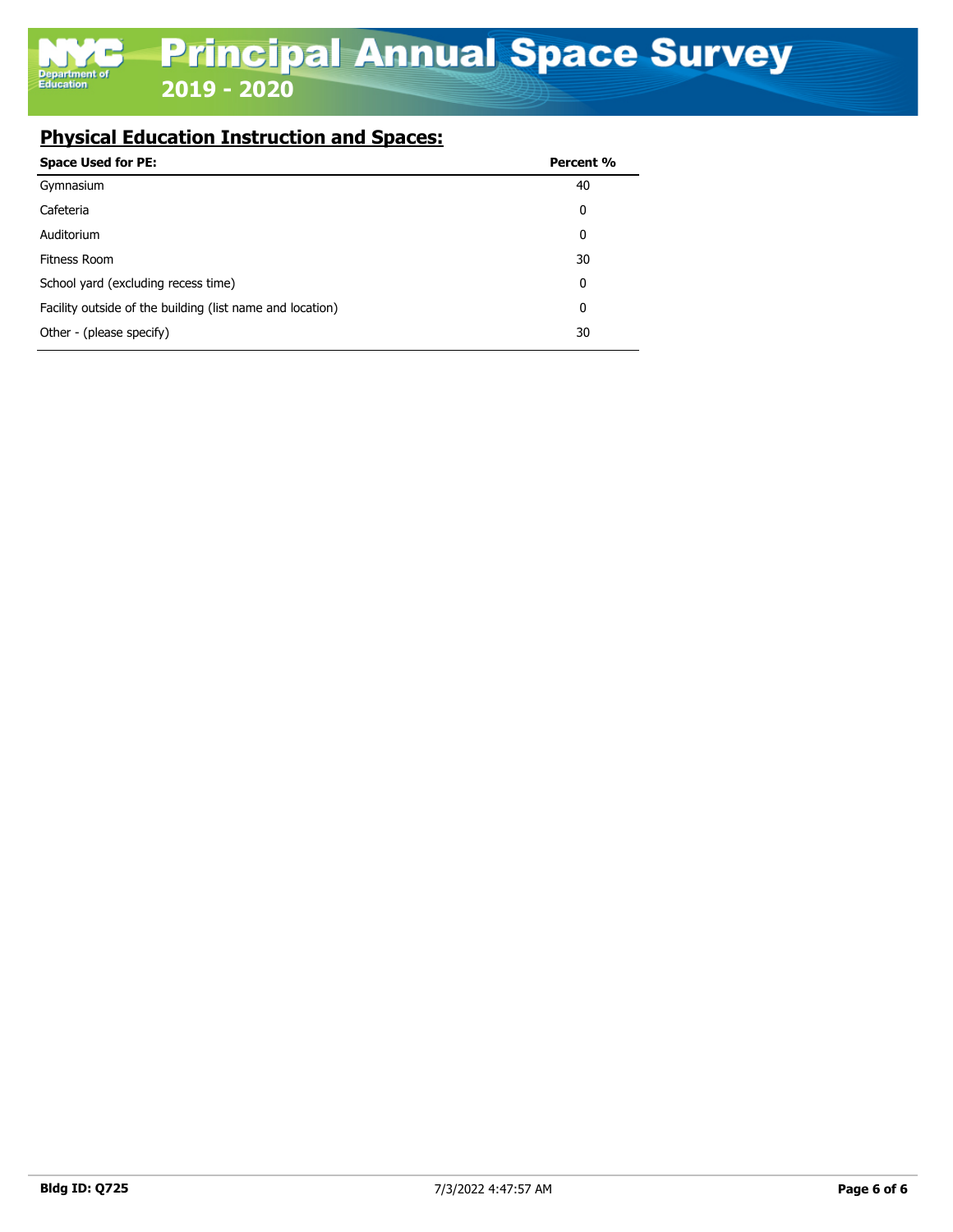# Principal Annual Space Survey

## 2019 - 2020

## Physical Education Instruction and Spaces:

| Space Used for PE: | Percent % |
|---|---|
| Gymnasium | 40 |
| Cafeteria | 0 |
| Auditorium | 0 |
| Fitness Room | 30 |
| School yard (excluding recess time) | 0 |
| Facility outside of the building (list name and location) | 0 |
| Other - (please specify) | 30 |

**Bldg ID: Q725** 7/3/2022 4:47:57 AM